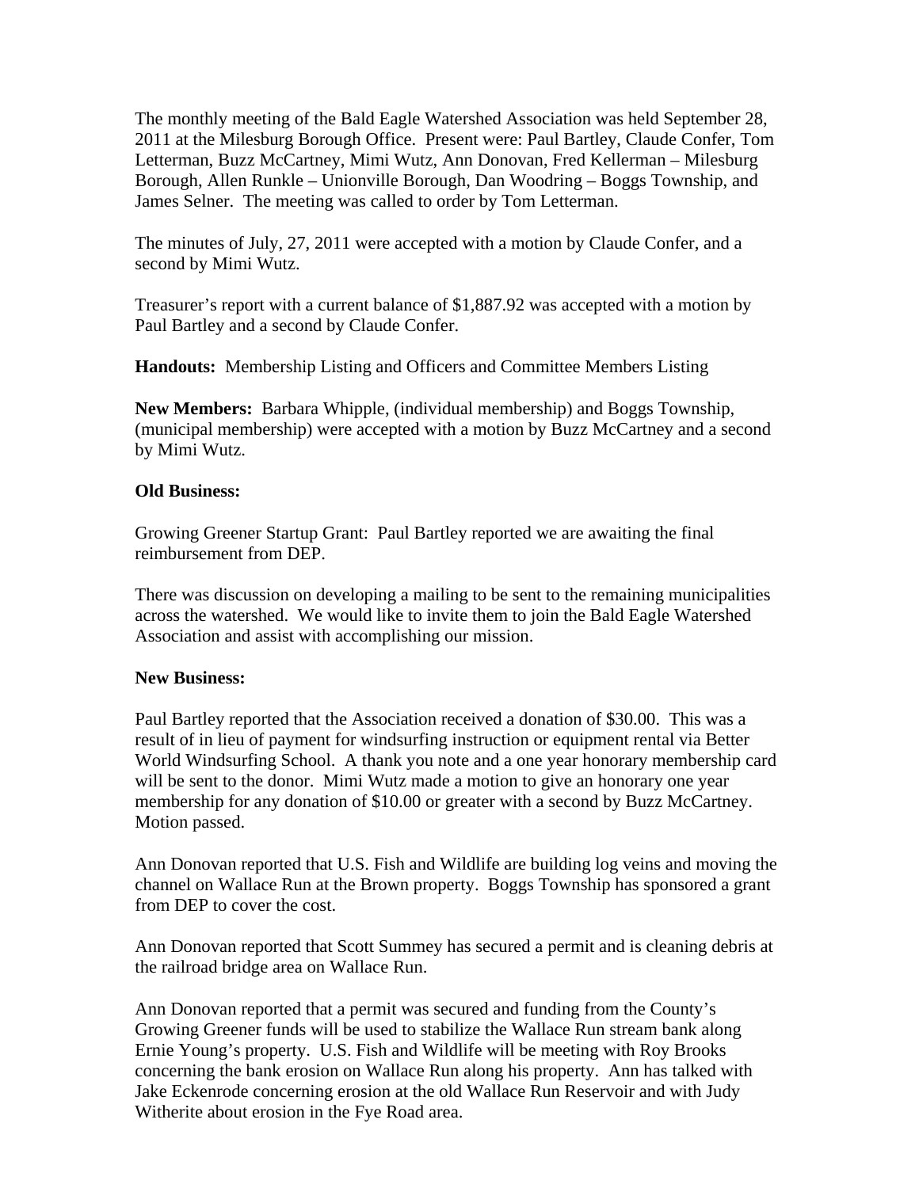The monthly meeting of the Bald Eagle Watershed Association was held September 28, 2011 at the Milesburg Borough Office. Present were: Paul Bartley, Claude Confer, Tom Letterman, Buzz McCartney, Mimi Wutz, Ann Donovan, Fred Kellerman – Milesburg Borough, Allen Runkle – Unionville Borough, Dan Woodring – Boggs Township, and James Selner. The meeting was called to order by Tom Letterman.

The minutes of July, 27, 2011 were accepted with a motion by Claude Confer, and a second by Mimi Wutz.

Treasurer's report with a current balance of $1,887.92 was accepted with a motion by Paul Bartley and a second by Claude Confer.

**Handouts:** Membership Listing and Officers and Committee Members Listing

**New Members:** Barbara Whipple, (individual membership) and Boggs Township, (municipal membership) were accepted with a motion by Buzz McCartney and a second by Mimi Wutz.

**Old Business:**

Growing Greener Startup Grant: Paul Bartley reported we are awaiting the final reimbursement from DEP.

There was discussion on developing a mailing to be sent to the remaining municipalities across the watershed. We would like to invite them to join the Bald Eagle Watershed Association and assist with accomplishing our mission.

**New Business:**

Paul Bartley reported that the Association received a donation of $30.00. This was a result of in lieu of payment for windsurfing instruction or equipment rental via Better World Windsurfing School. A thank you note and a one year honorary membership card will be sent to the donor. Mimi Wutz made a motion to give an honorary one year membership for any donation of $10.00 or greater with a second by Buzz McCartney. Motion passed.

Ann Donovan reported that U.S. Fish and Wildlife are building log veins and moving the channel on Wallace Run at the Brown property. Boggs Township has sponsored a grant from DEP to cover the cost.

Ann Donovan reported that Scott Summey has secured a permit and is cleaning debris at the railroad bridge area on Wallace Run.

Ann Donovan reported that a permit was secured and funding from the County's Growing Greener funds will be used to stabilize the Wallace Run stream bank along Ernie Young's property. U.S. Fish and Wildlife will be meeting with Roy Brooks concerning the bank erosion on Wallace Run along his property. Ann has talked with Jake Eckenrode concerning erosion at the old Wallace Run Reservoir and with Judy Witherite about erosion in the Fye Road area.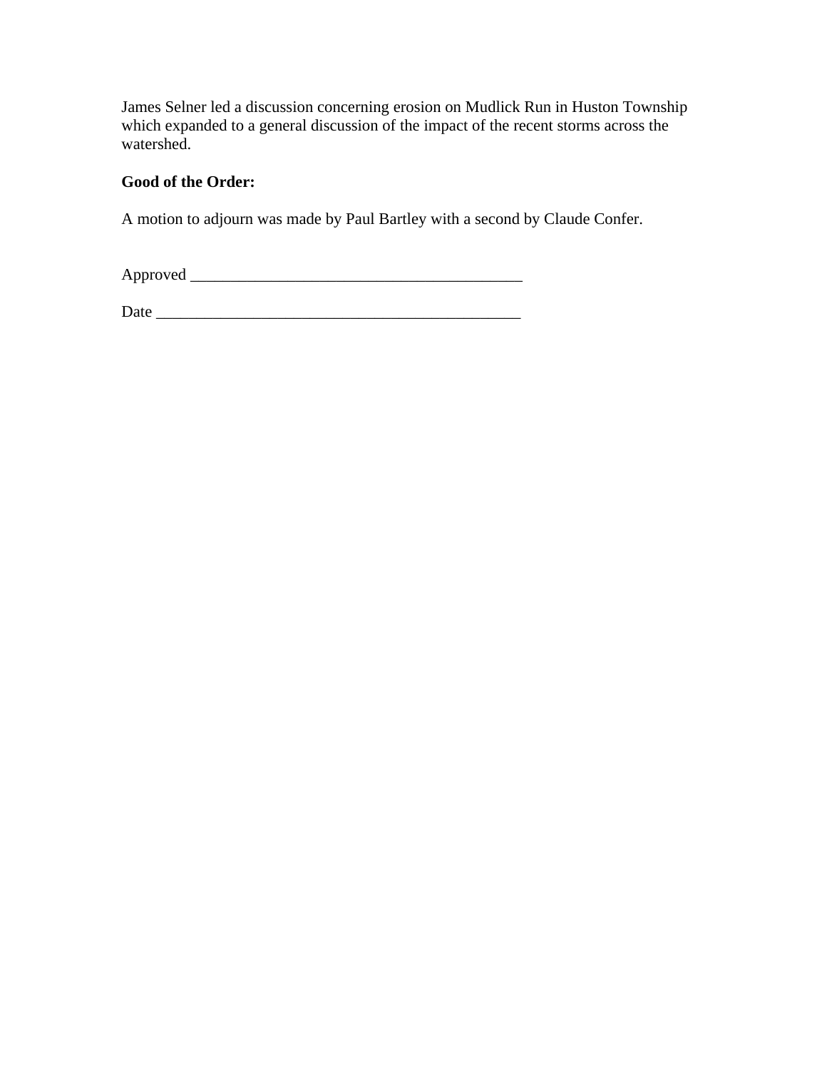James Selner led a discussion concerning erosion on Mudlick Run in Huston Township which expanded to a general discussion of the impact of the recent storms across the watershed.

**Good of the Order:**

A motion to adjourn was made by Paul Bartley with a second by Claude Confer.

Approved ___________________________________________

Date ________________________________________________